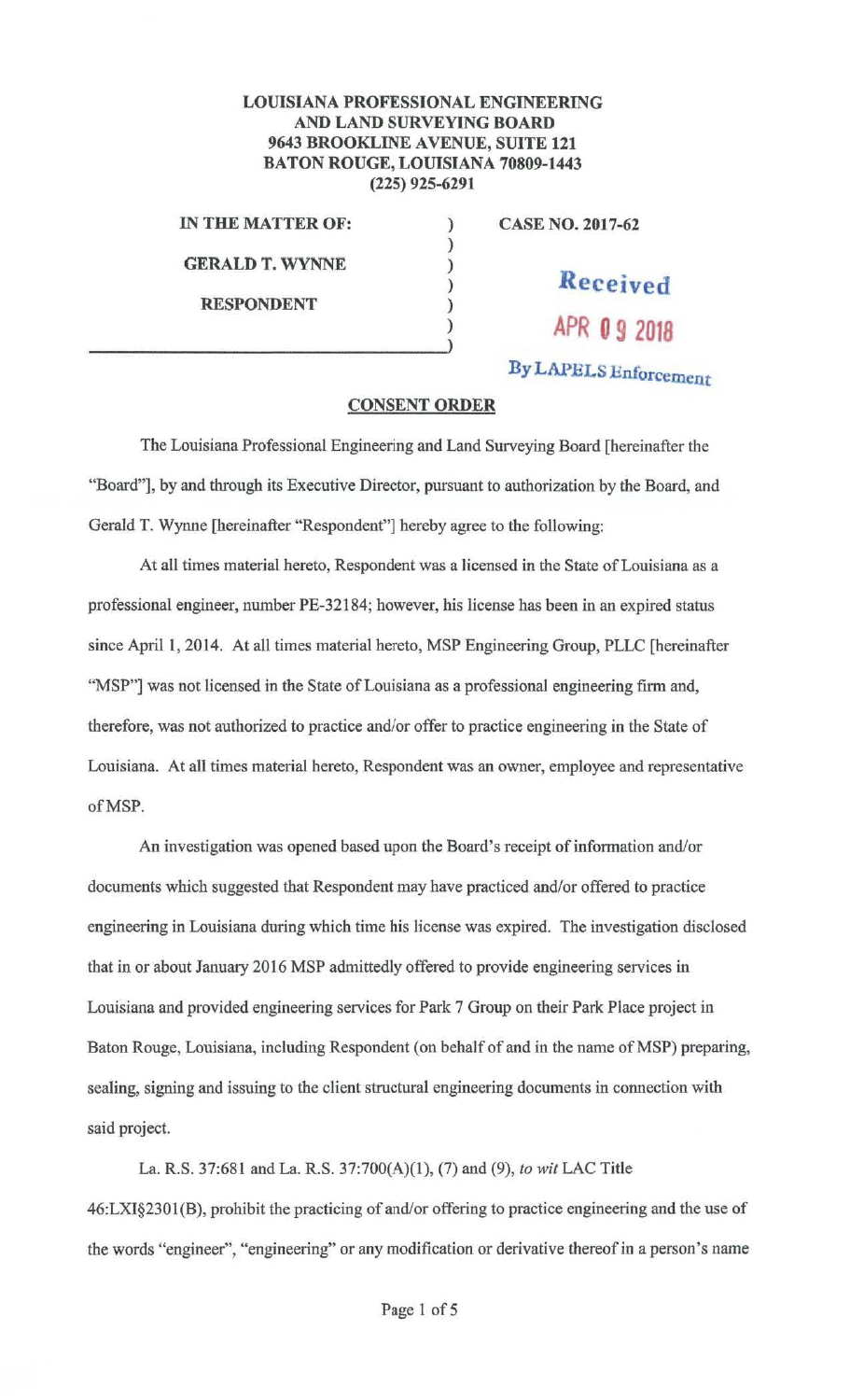**LOUISIANA PROFESSIONAL ENGINEERING AND LAND SURVEYING BOARD**
**9643 BROOKLINE AVENUE, SUITE 121**
**BATON ROUGE, LOUISIANA 70809-1443**
**(225) 925-6291**

**IN THE MATTER OF:**

**GERALD T. WYNNE**

**RESPONDENT**

**CASE NO. 2017-62**

Received
APR 09 2018
By LAPELS Enforcement

## CONSENT ORDER

The Louisiana Professional Engineering and Land Surveying Board [hereinafter the "Board"], by and through its Executive Director, pursuant to authorization by the Board, and Gerald T. Wynne [hereinafter "Respondent"] hereby agree to the following:

At all times material hereto, Respondent was a licensed in the State of Louisiana as a professional engineer, number PE-32184; however, his license has been in an expired status since April 1, 2014. At all times material hereto, MSP Engineering Group, PLLC [hereinafter "MSP"] was not licensed in the State of Louisiana as a professional engineering firm and, therefore, was not authorized to practice and/or offer to practice engineering in the State of Louisiana. At all times material hereto, Respondent was an owner, employee and representative of MSP.

An investigation was opened based upon the Board's receipt of information and/or documents which suggested that Respondent may have practiced and/or offered to practice engineering in Louisiana during which time his license was expired. The investigation disclosed that in or about January 2016 MSP admittedly offered to provide engineering services in Louisiana and provided engineering services for Park 7 Group on their Park Place project in Baton Rouge, Louisiana, including Respondent (on behalf of and in the name of MSP) preparing, sealing, signing and issuing to the client structural engineering documents in connection with said project.

La. R.S. 37:681 and La. R.S. 37:700(A)(1), (7) and (9), *to wit* LAC Title 46:LXI§2301(B), prohibit the practicing of and/or offering to practice engineering and the use of the words "engineer", "engineering" or any modification or derivative thereof in a person's name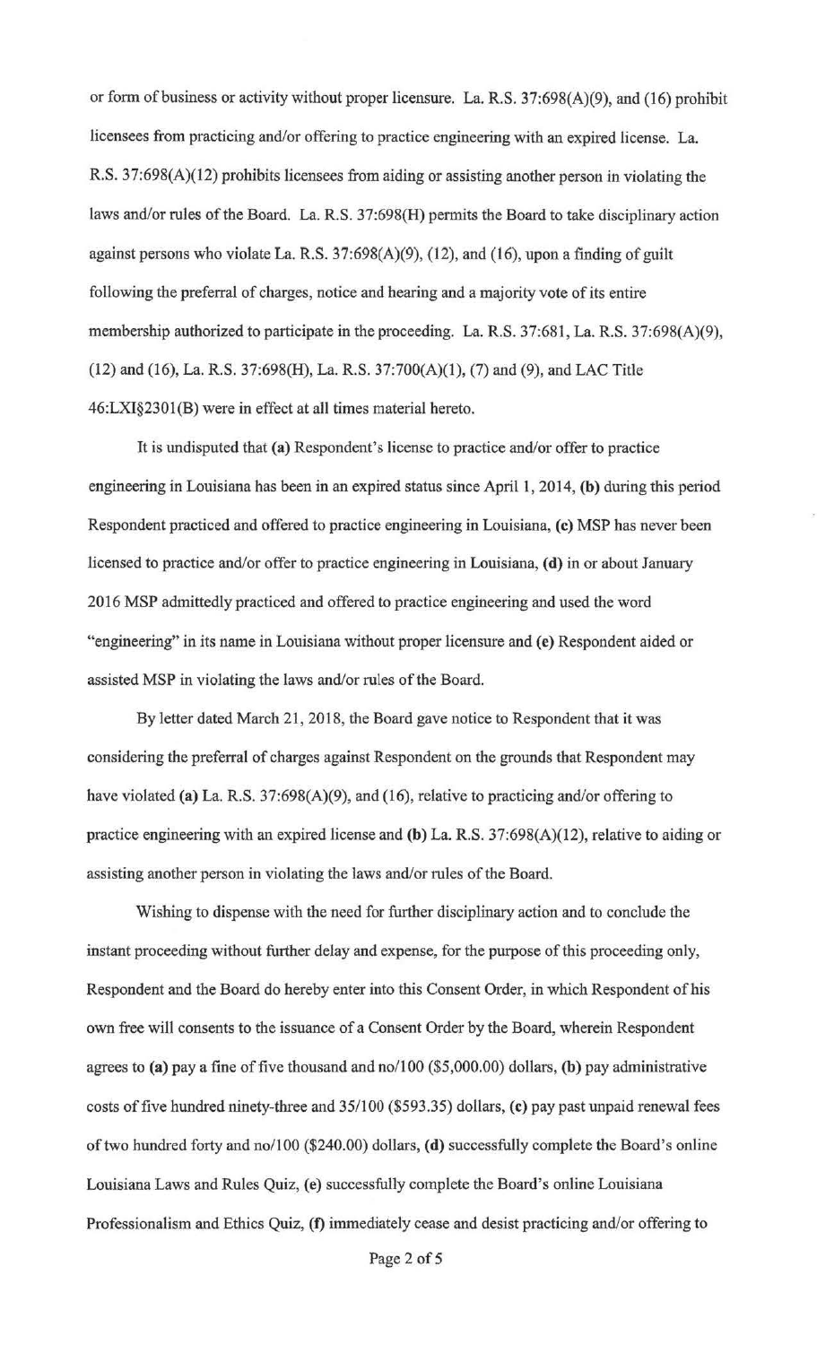or form of business or activity without proper licensure. La. R.S. 37:698(A)(9), and (16) prohibit licensees from practicing and/or offering to practice engineering with an expired license. La. R.S. 37:698(A)(12) prohibits licensees from aiding or assisting another person in violating the laws and/or rules of the Board. La. R.S. 37:698(H) permits the Board to take disciplinary action against persons who violate La. R.S. 37:698(A)(9), (12), and (16), upon a finding of guilt following the preferral of charges, notice and hearing and a majority vote of its entire membership authorized to participate in the proceeding. La. R.S. 37:681, La. R.S. 37:698(A)(9), (12) and (16), La. R.S. 37:698(H), La. R.S. 37:700(A)(1), (7) and (9), and LAC Title 46:LXI§2301(B) were in effect at all times material hereto.

It is undisputed that **(a)** Respondent's license to practice and/or offer to practice engineering in Louisiana has been in an expired status since April 1, 2014, **(b)** during this period Respondent practiced and offered to practice engineering in Louisiana, **(c)** MSP has never been licensed to practice and/or offer to practice engineering in Louisiana, **(d)** in or about January 2016 MSP admittedly practiced and offered to practice engineering and used the word "engineering" in its name in Louisiana without proper licensure and **(e)** Respondent aided or assisted MSP in violating the laws and/or rules of the Board.

By letter dated March 21, 2018, the Board gave notice to Respondent that it was considering the preferral of charges against Respondent on the grounds that Respondent may have violated **(a)** La. R.S. 37:698(A)(9), and (16), relative to practicing and/or offering to practice engineering with an expired license and **(b)** La. R.S. 37:698(A)(12), relative to aiding or assisting another person in violating the laws and/or rules of the Board.

Wishing to dispense with the need for further disciplinary action and to conclude the instant proceeding without further delay and expense, for the purpose of this proceeding only, Respondent and the Board do hereby enter into this Consent Order, in which Respondent of his own free will consents to the issuance of a Consent Order by the Board, wherein Respondent agrees to **(a)** pay a fine of five thousand and no/100 ($5,000.00) dollars, **(b)** pay administrative costs of five hundred ninety-three and 35/100 ($593.35) dollars, **(c)** pay past unpaid renewal fees of two hundred forty and no/100 ($240.00) dollars, **(d)** successfully complete the Board's online Louisiana Laws and Rules Quiz, **(e)** successfully complete the Board's online Louisiana Professionalism and Ethics Quiz, **(f)** immediately cease and desist practicing and/or offering to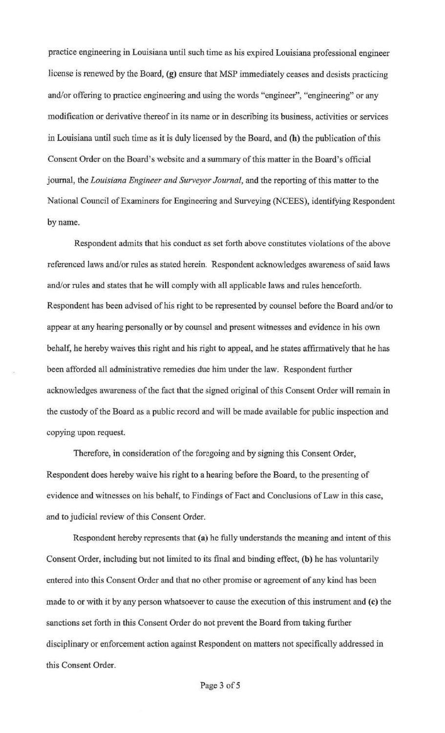practice engineering in Louisiana until such time as his expired Louisiana professional engineer license is renewed by the Board, **(g)** ensure that MSP immediately ceases and desists practicing and/or offering to practice engineering and using the words "engineer", "engineering" or any modification or derivative thereof in its name or in describing its business, activities or services in Louisiana until such time as it is duly licensed by the Board, and **(h)** the publication of this Consent Order on the Board's website and a summary of this matter in the Board's official journal, the *Louisiana Engineer and Surveyor Journal*, and the reporting of this matter to the National Council of Examiners for Engineering and Surveying (NCEES), identifying Respondent by name.

Respondent admits that his conduct as set forth above constitutes violations of the above referenced laws and/or rules as stated herein. Respondent acknowledges awareness of said laws and/or rules and states that he will comply with all applicable laws and rules henceforth. Respondent has been advised of his right to be represented by counsel before the Board and/or to appear at any hearing personally or by counsel and present witnesses and evidence in his own behalf, he hereby waives this right and his right to appeal, and he states affirmatively that he has been afforded all administrative remedies due him under the law. Respondent further acknowledges awareness of the fact that the signed original of this Consent Order will remain in the custody of the Board as a public record and will be made available for public inspection and copying upon request.

Therefore, in consideration of the foregoing and by signing this Consent Order, Respondent does hereby waive his right to a hearing before the Board, to the presenting of evidence and witnesses on his behalf, to Findings of Fact and Conclusions of Law in this case, and to judicial review of this Consent Order.

Respondent hereby represents that **(a)** he fully understands the meaning and intent of this Consent Order, including but not limited to its final and binding effect, **(b)** he has voluntarily entered into this Consent Order and that no other promise or agreement of any kind has been made to or with it by any person whatsoever to cause the execution of this instrument and **(c)** the sanctions set forth in this Consent Order do not prevent the Board from taking further disciplinary or enforcement action against Respondent on matters not specifically addressed in this Consent Order.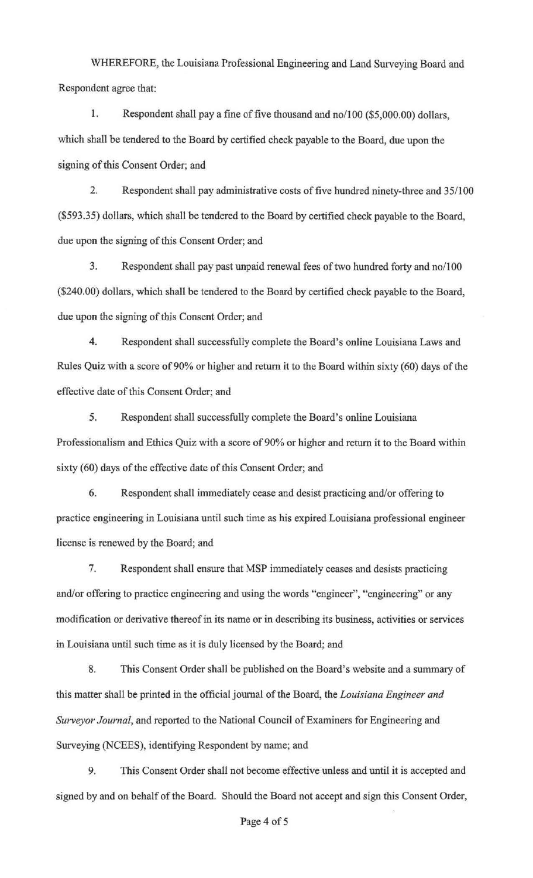WHEREFORE, the Louisiana Professional Engineering and Land Surveying Board and Respondent agree that:

1. Respondent shall pay a fine of five thousand and no/100 ($5,000.00) dollars, which shall be tendered to the Board by certified check payable to the Board, due upon the signing of this Consent Order; and

2. Respondent shall pay administrative costs of five hundred ninety-three and 35/100 ($593.35) dollars, which shall be tendered to the Board by certified check payable to the Board, due upon the signing of this Consent Order; and

3. Respondent shall pay past unpaid renewal fees of two hundred forty and no/100 ($240.00) dollars, which shall be tendered to the Board by certified check payable to the Board, due upon the signing of this Consent Order; and

4. Respondent shall successfully complete the Board's online Louisiana Laws and Rules Quiz with a score of 90% or higher and return it to the Board within sixty (60) days of the effective date of this Consent Order; and

5. Respondent shall successfully complete the Board's online Louisiana Professionalism and Ethics Quiz with a score of 90% or higher and return it to the Board within sixty (60) days of the effective date of this Consent Order; and

6. Respondent shall immediately cease and desist practicing and/or offering to practice engineering in Louisiana until such time as his expired Louisiana professional engineer license is renewed by the Board; and

7. Respondent shall ensure that MSP immediately ceases and desists practicing and/or offering to practice engineering and using the words "engineer", "engineering" or any modification or derivative thereof in its name or in describing its business, activities or services in Louisiana until such time as it is duly licensed by the Board; and

8. This Consent Order shall be published on the Board's website and a summary of this matter shall be printed in the official journal of the Board, the *Louisiana Engineer and Surveyor Journal*, and reported to the National Council of Examiners for Engineering and Surveying (NCEES), identifying Respondent by name; and

9. This Consent Order shall not become effective unless and until it is accepted and signed by and on behalf of the Board. Should the Board not accept and sign this Consent Order,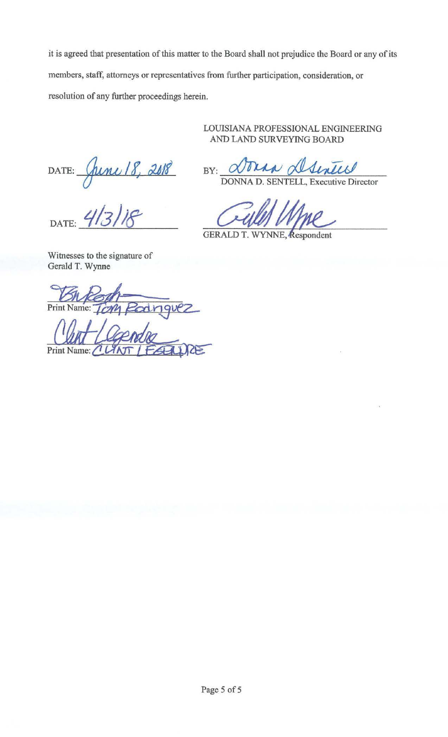it is agreed that presentation of this matter to the Board shall not prejudice the Board or any of its members, staff, attorneys or representatives from further participation, consideration, or resolution of any further proceedings herein.

LOUISIANA PROFESSIONAL ENGINEERING AND LAND SURVEYING BOARD

DATE: June 18, 2018

BY: Donna D. Sentell

DONNA D. SENTELL, Executive Director

DATE: 4/3/18

Gerald Wynne

GERALD T. WYNNE, Respondent

Witnesses to the signature of Gerald T. Wynne

Print Name: Tom Rodriguez

Print Name: CLINT LEGENDRE